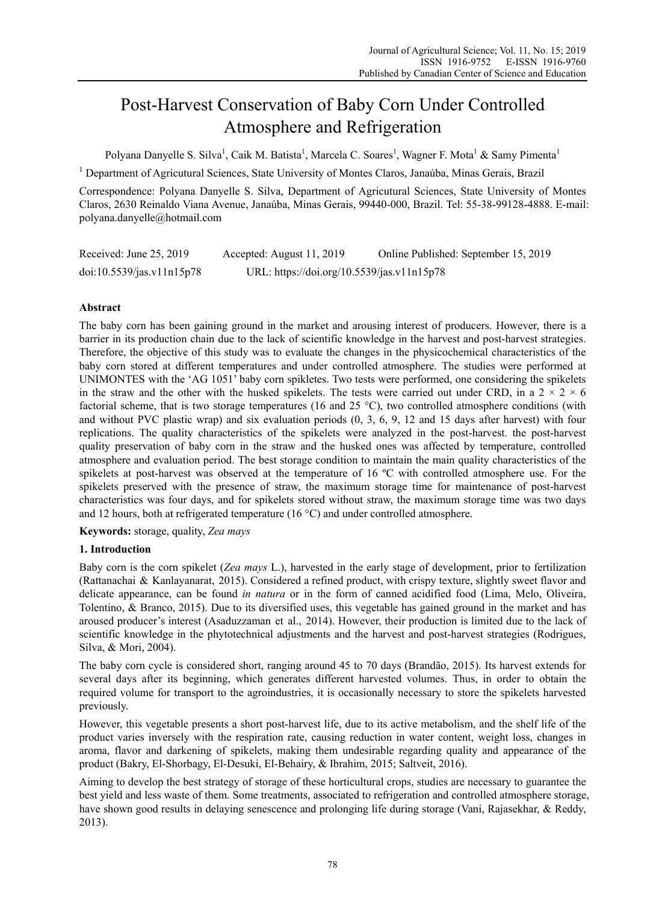# Post-Harvest Conservation of Baby Corn Under Controlled Atmosphere and Refrigeration

Polyana Danyelle S. Silva[1], Caik M. Batista[1], Marcela C. Soares[1], Wagner F. Mota[1] & Samy Pimenta[1]

[1] Department of Agricutural Sciences, State University of Montes Claros, Janaúba, Minas Gerais, Brazil

Correspondence: Polyana Danyelle S. Silva, Department of Agricutural Sciences, State University of Montes Claros, 2630 Reinaldo Viana Avenue, Janaúba, Minas Gerais, 99440-000, Brazil. Tel: 55-38-99128-4888. E-mail: polyana.danyelle@hotmail.com

Received: June 25, 2019 Accepted: August 11, 2019 Online Published: September 15, 2019

doi:10.5539/jas.v11n15p78 URL: https://doi.org/10.5539/jas.v11n15p78

## Abstract

The baby corn has been gaining ground in the market and arousing interest of producers. However, there is a barrier in its production chain due to the lack of scientific knowledge in the harvest and post-harvest strategies. Therefore, the objective of this study was to evaluate the changes in the physicochemical characteristics of the baby corn stored at different temperatures and under controlled atmosphere. The studies were performed at UNIMONTES with the 'AG 1051' baby corn spikelets. Two tests were performed, one considering the spikelets in the straw and the other with the husked spikelets. The tests were carried out under CRD, in a 2 × 2 × 6 factorial scheme, that is two storage temperatures (16 and 25 °C), two controlled atmosphere conditions (with and without PVC plastic wrap) and six evaluation periods (0, 3, 6, 9, 12 and 15 days after harvest) with four replications. The quality characteristics of the spikelets were analyzed in the post-harvest. the post-harvest quality preservation of baby corn in the straw and the husked ones was affected by temperature, controlled atmosphere and evaluation period. The best storage condition to maintain the main quality characteristics of the spikelets at post-harvest was observed at the temperature of 16 ºC with controlled atmosphere use. For the spikelets preserved with the presence of straw, the maximum storage time for maintenance of post-harvest characteristics was four days, and for spikelets stored without straw, the maximum storage time was two days and 12 hours, both at refrigerated temperature (16 °C) and under controlled atmosphere.

**Keywords:** storage, quality, *Zea mays*

## 1. Introduction

Baby corn is the corn spikelet (*Zea mays* L.), harvested in the early stage of development, prior to fertilization (Rattanachai & Kanlayanarat, 2015). Considered a refined product, with crispy texture, slightly sweet flavor and delicate appearance, can be found *in natura* or in the form of canned acidified food (Lima, Melo, Oliveira, Tolentino, & Branco, 2015). Due to its diversified uses, this vegetable has gained ground in the market and has aroused producer's interest (Asaduzzaman et al., 2014). However, their production is limited due to the lack of scientific knowledge in the phytotechnical adjustments and the harvest and post-harvest strategies (Rodrigues, Silva, & Mori, 2004).

The baby corn cycle is considered short, ranging around 45 to 70 days (Brandão, 2015). Its harvest extends for several days after its beginning, which generates different harvested volumes. Thus, in order to obtain the required volume for transport to the agroindustries, it is occasionally necessary to store the spikelets harvested previously.

However, this vegetable presents a short post-harvest life, due to its active metabolism, and the shelf life of the product varies inversely with the respiration rate, causing reduction in water content, weight loss, changes in aroma, flavor and darkening of spikelets, making them undesirable regarding quality and appearance of the product (Bakry, El-Shorbagy, El-Desuki, El-Behairy, & Ibrahim, 2015; Saltveit, 2016).

Aiming to develop the best strategy of storage of these horticultural crops, studies are necessary to guarantee the best yield and less waste of them. Some treatments, associated to refrigeration and controlled atmosphere storage, have shown good results in delaying senescence and prolonging life during storage (Vani, Rajasekhar, & Reddy, 2013).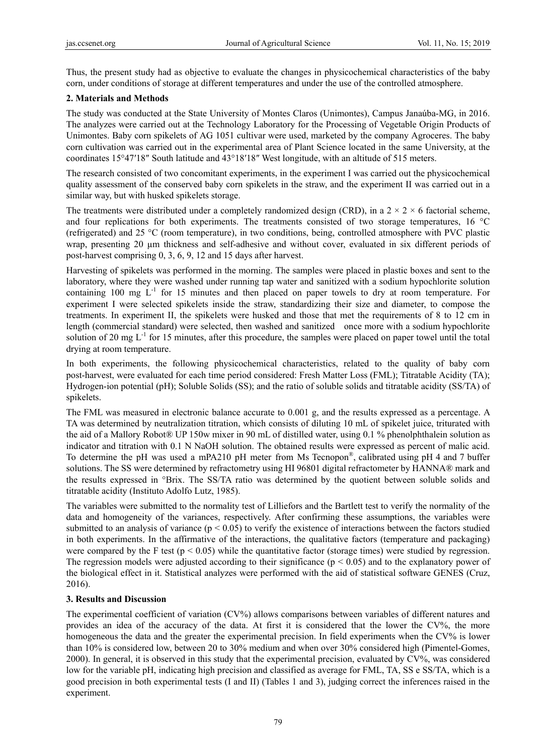Thus, the present study had as objective to evaluate the changes in physicochemical characteristics of the baby corn, under conditions of storage at different temperatures and under the use of the controlled atmosphere.

## 2. Materials and Methods

The study was conducted at the State University of Montes Claros (Unimontes), Campus Janaúba-MG, in 2016. The analyzes were carried out at the Technology Laboratory for the Processing of Vegetable Origin Products of Unimontes. Baby corn spikelets of AG 1051 cultivar were used, marketed by the company Agroceres. The baby corn cultivation was carried out in the experimental area of Plant Science located in the same University, at the coordinates 15°47′18″ South latitude and 43°18′18″ West longitude, with an altitude of 515 meters.

The research consisted of two concomitant experiments, in the experiment I was carried out the physicochemical quality assessment of the conserved baby corn spikelets in the straw, and the experiment II was carried out in a similar way, but with husked spikelets storage.

The treatments were distributed under a completely randomized design (CRD), in a 2 × 2 × 6 factorial scheme, and four replications for both experiments. The treatments consisted of two storage temperatures, 16 °C (refrigerated) and 25 °C (room temperature), in two conditions, being, controlled atmosphere with PVC plastic wrap, presenting 20 µm thickness and self-adhesive and without cover, evaluated in six different periods of post-harvest comprising 0, 3, 6, 9, 12 and 15 days after harvest.

Harvesting of spikelets was performed in the morning. The samples were placed in plastic boxes and sent to the laboratory, where they were washed under running tap water and sanitized with a sodium hypochlorite solution containing 100 mg $L^{-1}$ for 15 minutes and then placed on paper towels to dry at room temperature. For experiment I were selected spikelets inside the straw, standardizing their size and diameter, to compose the treatments. In experiment II, the spikelets were husked and those that met the requirements of 8 to 12 cm in length (commercial standard) were selected, then washed and sanitized once more with a sodium hypochlorite solution of 20 mg $L^{-1}$ for 15 minutes, after this procedure, the samples were placed on paper towel until the total drying at room temperature.

In both experiments, the following physicochemical characteristics, related to the quality of baby corn post-harvest, were evaluated for each time period considered: Fresh Matter Loss (FML); Titratable Acidity (TA); Hydrogen-ion potential (pH); Soluble Solids (SS); and the ratio of soluble solids and titratable acidity (SS/TA) of spikelets.

The FML was measured in electronic balance accurate to 0.001 g, and the results expressed as a percentage. A TA was determined by neutralization titration, which consists of diluting 10 mL of spikelet juice, triturated with the aid of a Mallory Robot® UP 150w mixer in 90 mL of distilled water, using 0.1 % phenolphthalein solution as indicator and titration with 0.1 N NaOH solution. The obtained results were expressed as percent of malic acid. To determine the pH was used a mPA210 pH meter from Ms Tecnopon®, calibrated using pH 4 and 7 buffer solutions. The SS were determined by refractometry using HI 96801 digital refractometer by HANNA® mark and the results expressed in °Brix. The SS/TA ratio was determined by the quotient between soluble solids and titratable acidity (Instituto Adolfo Lutz, 1985).

The variables were submitted to the normality test of Lilliefors and the Bartlett test to verify the normality of the data and homogeneity of the variances, respectively. After confirming these assumptions, the variables were submitted to an analysis of variance ($p < 0.05$) to verify the existence of interactions between the factors studied in both experiments. In the affirmative of the interactions, the qualitative factors (temperature and packaging) were compared by the F test ($p < 0.05$) while the quantitative factor (storage times) were studied by regression. The regression models were adjusted according to their significance ($p < 0.05$) and to the explanatory power of the biological effect in it. Statistical analyzes were performed with the aid of statistical software GENES (Cruz, 2016).

## 3. Results and Discussion

The experimental coefficient of variation (CV%) allows comparisons between variables of different natures and provides an idea of the accuracy of the data. At first it is considered that the lower the CV%, the more homogeneous the data and the greater the experimental precision. In field experiments when the CV% is lower than 10% is considered low, between 20 to 30% medium and when over 30% considered high (Pimentel-Gomes, 2000). In general, it is observed in this study that the experimental precision, evaluated by CV%, was considered low for the variable pH, indicating high precision and classified as average for FML, TA, SS e SS/TA, which is a good precision in both experimental tests (I and II) (Tables 1 and 3), judging correct the inferences raised in the experiment.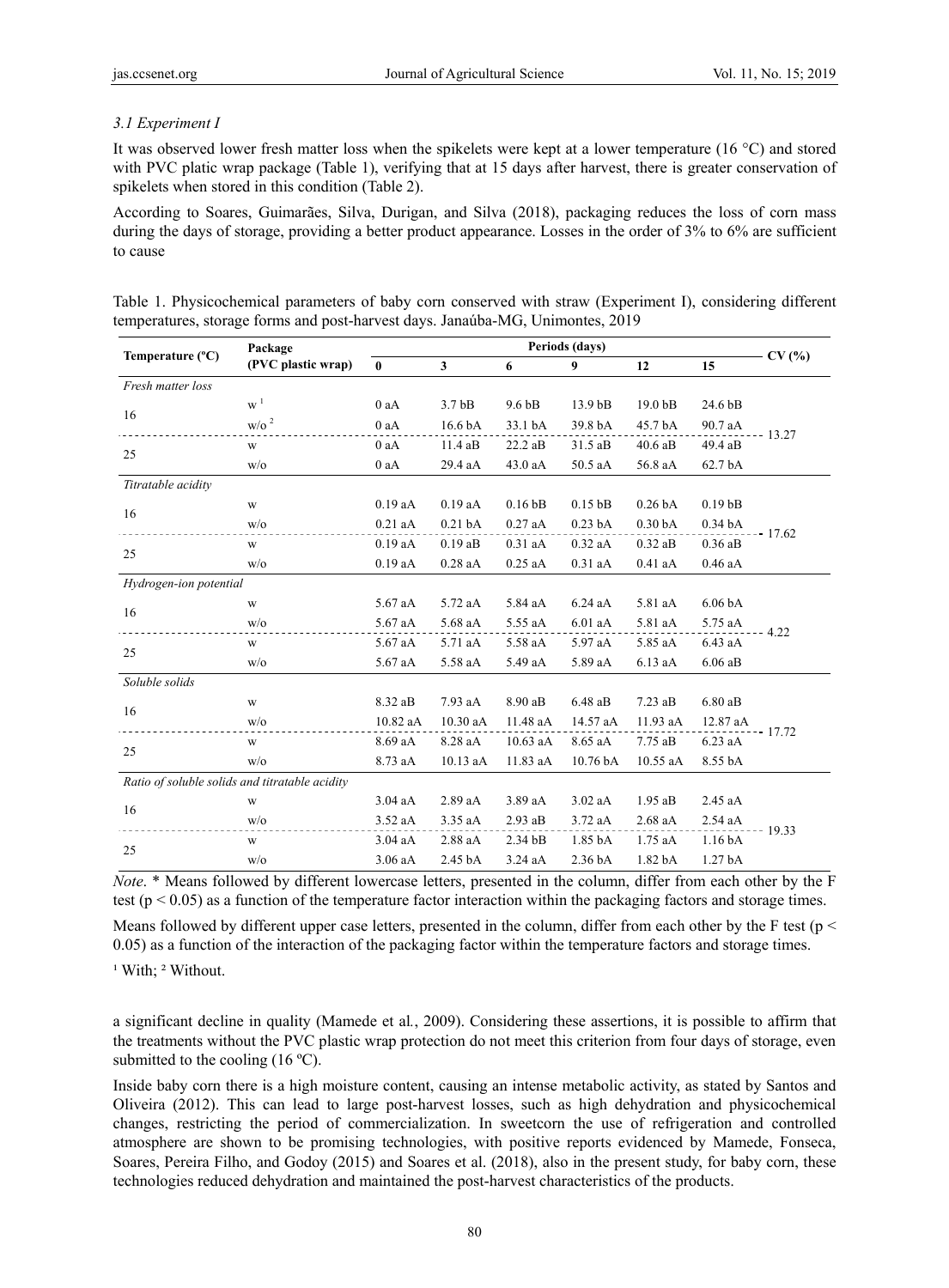### *3.1 Experiment I*

It was observed lower fresh matter loss when the spikelets were kept at a lower temperature (16 °C) and stored with PVC platic wrap package (Table 1), verifying that at 15 days after harvest, there is greater conservation of spikelets when stored in this condition (Table 2).

According to Soares, Guimarães, Silva, Durigan, and Silva (2018), packaging reduces the loss of corn mass during the days of storage, providing a better product appearance. Losses in the order of 3% to 6% are sufficient to cause a significant decline in quality (Mamede et al., 2009). Considering these assertions, it is possible to affirm that the treatments without the PVC plastic wrap protection do not meet this criterion from four days of storage, even submitted to the cooling (16 ºC).

Table 1. Physicochemical parameters of baby corn conserved with straw (Experiment I), considering different temperatures, storage forms and post-harvest days. Janaúba-MG, Unimontes, 2019

| Temperature (ºC) | Package (PVC plastic wrap) | Periods (days) | | | | | | CV (%) |
|---|---|---|---|---|---|---|---|---|
| | | 0 | 3 | 6 | 9 | 12 | 15 | |
| *Fresh matter loss* | | | | | | | | |
| 16 | w [1] | 0 aA | 3.7 bB | 9.6 bB | 13.9 bB | 19.0 bB | 24.6 bB | 13.27 |
| | w/o [2] | 0 aA | 16.6 bA | 33.1 bA | 39.8 bA | 45.7 bA | 90.7 aA | |
| 25 | w | 0 aA | 11.4 aB | 22.2 aB | 31.5 aB | 40.6 aB | 49.4 aB | |
| | w/o | 0 aA | 29.4 aA | 43.0 aA | 50.5 aA | 56.8 aA | 62.7 bA | |
| *Titratable acidity* | | | | | | | | |
| 16 | w | 0.19 aA | 0.19 aA | 0.16 bB | 0.15 bB | 0.26 bA | 0.19 bB | 17.62 |
| | w/o | 0.21 aA | 0.21 bA | 0.27 aA | 0.23 bA | 0.30 bA | 0.34 bA | |
| 25 | w | 0.19 aA | 0.19 aB | 0.31 aA | 0.32 aA | 0.32 aB | 0.36 aB | |
| | w/o | 0.19 aA | 0.28 aA | 0.25 aA | 0.31 aA | 0.41 aA | 0.46 aA | |
| *Hydrogen-ion potential* | | | | | | | | |
| 16 | w | 5.67 aA | 5.72 aA | 5.84 aA | 6.24 aA | 5.81 aA | 6.06 bA | 4.22 |
| | w/o | 5.67 aA | 5.68 aA | 5.55 aA | 6.01 aA | 5.81 aA | 5.75 aA | |
| 25 | w | 5.67 aA | 5.71 aA | 5.58 aA | 5.97 aA | 5.85 aA | 6.43 aA | |
| | w/o | 5.67 aA | 5.58 aA | 5.49 aA | 5.89 aA | 6.13 aA | 6.06 aB | |
| *Soluble solids* | | | | | | | | |
| 16 | w | 8.32 aB | 7.93 aA | 8.90 aB | 6.48 aB | 7.23 aB | 6.80 aB | 17.72 |
| | w/o | 10.82 aA | 10.30 aA | 11.48 aA | 14.57 aA | 11.93 aA | 12.87 aA | |
| 25 | w | 8.69 aA | 8.28 aA | 10.63 aA | 8.65 aA | 7.75 aB | 6.23 aA | |
| | w/o | 8.73 aA | 10.13 aA | 11.83 aA | 10.76 bA | 10.55 aA | 8.55 bA | |
| *Ratio of soluble solids and titratable acidity* | | | | | | | | |
| 16 | w | 3.04 aA | 2.89 aA | 3.89 aA | 3.02 aA | 1.95 aB | 2.45 aA | 19.33 |
| | w/o | 3.52 aA | 3.35 aA | 2.93 aB | 3.72 aA | 2.68 aA | 2.54 aA | |
| 25 | w | 3.04 aA | 2.88 aA | 2.34 bB | 1.85 bA | 1.75 aA | 1.16 bA | |
| | w/o | 3.06 aA | 2.45 bA | 3.24 aA | 2.36 bA | 1.82 bA | 1.27 bA | |

*Note*. * Means followed by different lowercase letters, presented in the column, differ from each other by the F test ($p < 0.05$) as a function of the temperature factor interaction within the packaging factors and storage times.

Means followed by different upper case letters, presented in the column, differ from each other by the F test ($p < 0.05$) as a function of the interaction of the packaging factor within the temperature factors and storage times.

[1] With; [2] Without.

Inside baby corn there is a high moisture content, causing an intense metabolic activity, as stated by Santos and Oliveira (2012). This can lead to large post-harvest losses, such as high dehydration and physicochemical changes, restricting the period of commercialization. In sweetcorn the use of refrigeration and controlled atmosphere are shown to be promising technologies, with positive reports evidenced by Mamede, Fonseca, Soares, Pereira Filho, and Godoy (2015) and Soares et al. (2018), also in the present study, for baby corn, these technologies reduced dehydration and maintained the post-harvest characteristics of the products.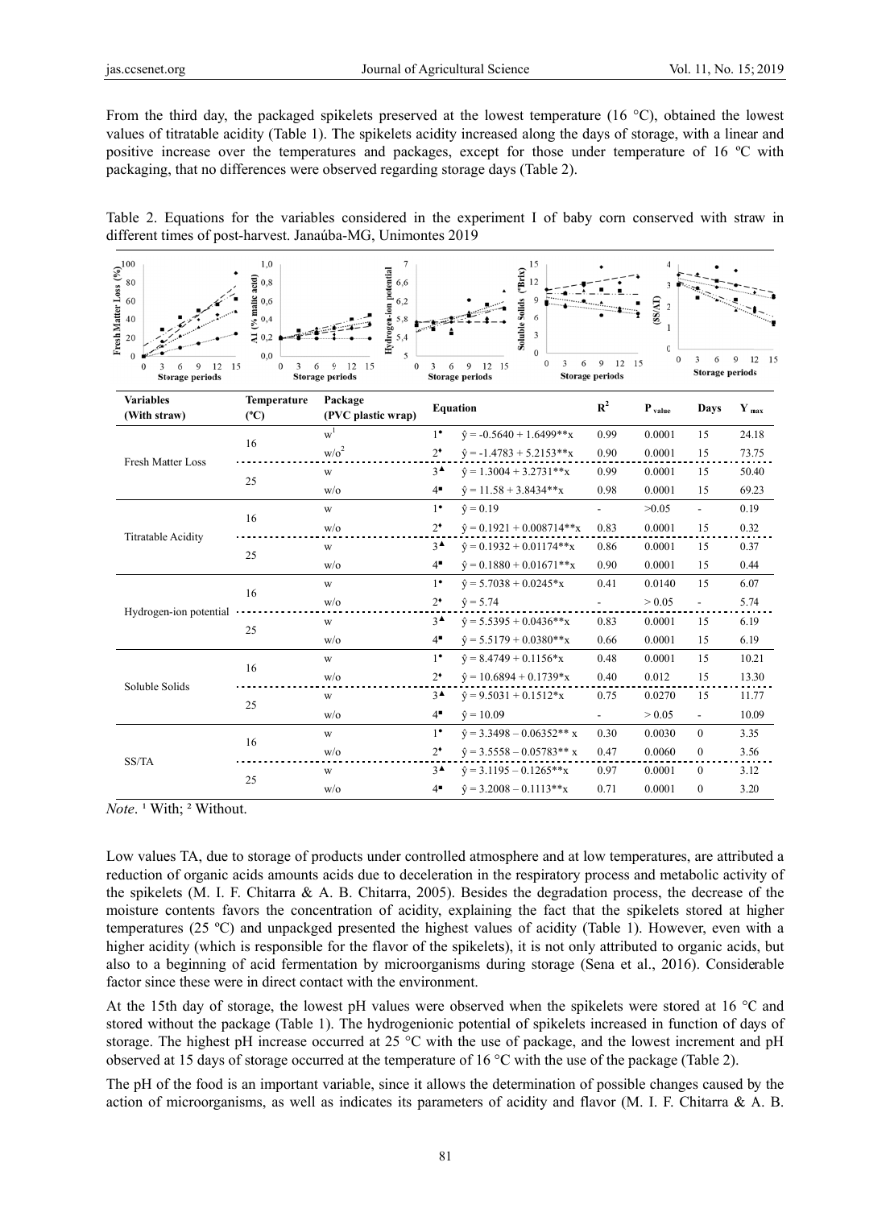From the third day, the packaged spikelets preserved at the lowest temperature (16 °C), obtained the lowest values of titratable acidity (Table 1). The spikelets acidity increased along the days of storage, with a linear and positive increase over the temperatures and packages, except for those under temperature of 16 ºC with packaging, that no differences were observed regarding storage days (Table 2).

Table 2. Equations for the variables considered in the experiment I of baby corn conserved with straw in different times of post-harvest. Janaúba-MG, Unimontes 2019

| Variables (With straw) | Temperature (ºC) | Package (PVC plastic wrap) | Equation | | $R^2$ | $P_{value}$ | Days | $Y_{max}$ |
|---|---|---|---|---|---|---|---|---|
| Fresh Matter Loss | 16 | w[1] | 1● | $\hat{y} = -0.5640 + 1.6499^{**}x$ | 0.99 | 0.0001 | 15 | 24.18 |
| | | w/o[2] | 2♦ | $\hat{y} = -1.4783 + 5.2153^{**}x$ | 0.90 | 0.0001 | 15 | 73.75 |
| | 25 | w | 3▲ | $\hat{y} = 1.3004 + 3.2731^{**}x$ | 0.99 | 0.0001 | 15 | 50.40 |
| | | w/o | 4■ | $\hat{y} = 11.58 + 3.8434^{**}x$ | 0.98 | 0.0001 | 15 | 69.23 |
| Titratable Acidity | 16 | w | 1● | $\hat{y} = 0.19$ | - | >0.05 | - | 0.19 |
| | | w/o | 2♦ | $\hat{y} = 0.1921 + 0.008714^{**}x$ | 0.83 | 0.0001 | 15 | 0.32 |
| | 25 | w | 3▲ | $\hat{y} = 0.1932 + 0.01174^{**}x$ | 0.86 | 0.0001 | 15 | 0.37 |
| | | w/o | 4■ | $\hat{y} = 0.1880 + 0.01671^{**}x$ | 0.90 | 0.0001 | 15 | 0.44 |
| Hydrogen-ion potential | 16 | w | 1● | $\hat{y} = 5.7038 + 0.0245^{*}x$ | 0.41 | 0.0140 | 15 | 6.07 |
| | | w/o | 2♦ | $\hat{y} = 5.74$ | - | > 0.05 | - | 5.74 |
| | 25 | w | 3▲ | $\hat{y} = 5.5395 + 0.0436^{**}x$ | 0.83 | 0.0001 | 15 | 6.19 |
| | | w/o | 4■ | $\hat{y} = 5.5179 + 0.0380^{**}x$ | 0.66 | 0.0001 | 15 | 6.19 |
| Soluble Solids | 16 | w | 1● | $\hat{y} = 8.4749 + 0.1156^{*}x$ | 0.48 | 0.0001 | 15 | 10.21 |
| | | w/o | 2♦ | $\hat{y} = 10.6894 + 0.1739^{*}x$ | 0.40 | 0.012 | 15 | 13.30 |
| | 25 | w | 3▲ | $\hat{y} = 9.5031 + 0.1512^{*}x$ | 0.75 | 0.0270 | 15 | 11.77 |
| | | w/o | 4■ | $\hat{y} = 10.09$ | - | > 0.05 | - | 10.09 |
| SS/TA | 16 | w | 1● | $\hat{y} = 3.3498 - 0.06352^{**}x$ | 0.30 | 0.0030 | 0 | 3.35 |
| | | w/o | 2♦ | $\hat{y} = 3.5558 - 0.05783^{**}x$ | 0.47 | 0.0060 | 0 | 3.56 |
| | 25 | w | 3▲ | $\hat{y} = 3.1195 - 0.1265^{**}x$ | 0.97 | 0.0001 | 0 | 3.12 |
| | | w/o | 4■ | $\hat{y} = 3.2008 - 0.1113^{**}x$ | 0.71 | 0.0001 | 0 | 3.20 |

*Note*. [1] With; [2] Without.

Low values TA, due to storage of products under controlled atmosphere and at low temperatures, are attributed a reduction of organic acids amounts acids due to deceleration in the respiratory process and metabolic activity of the spikelets (M. I. F. Chitarra & A. B. Chitarra, 2005). Besides the degradation process, the decrease of the moisture contents favors the concentration of acidity, explaining the fact that the spikelets stored at higher temperatures (25 ºC) and unpackged presented the highest values of acidity (Table 1). However, even with a higher acidity (which is responsible for the flavor of the spikelets), it is not only attributed to organic acids, but also to a beginning of acid fermentation by microorganisms during storage (Sena et al., 2016). Considerable factor since these were in direct contact with the environment.

At the 15th day of storage, the lowest pH values were observed when the spikelets were stored at 16 °C and stored without the package (Table 1). The hydrogenionic potential of spikelets increased in function of days of storage. The highest pH increase occurred at 25 °C with the use of package, and the lowest increment and pH observed at 15 days of storage occurred at the temperature of 16 °C with the use of the package (Table 2).

The pH of the food is an important variable, since it allows the determination of possible changes caused by the action of microorganisms, as well as indicates its parameters of acidity and flavor (M. I. F. Chitarra & A. B.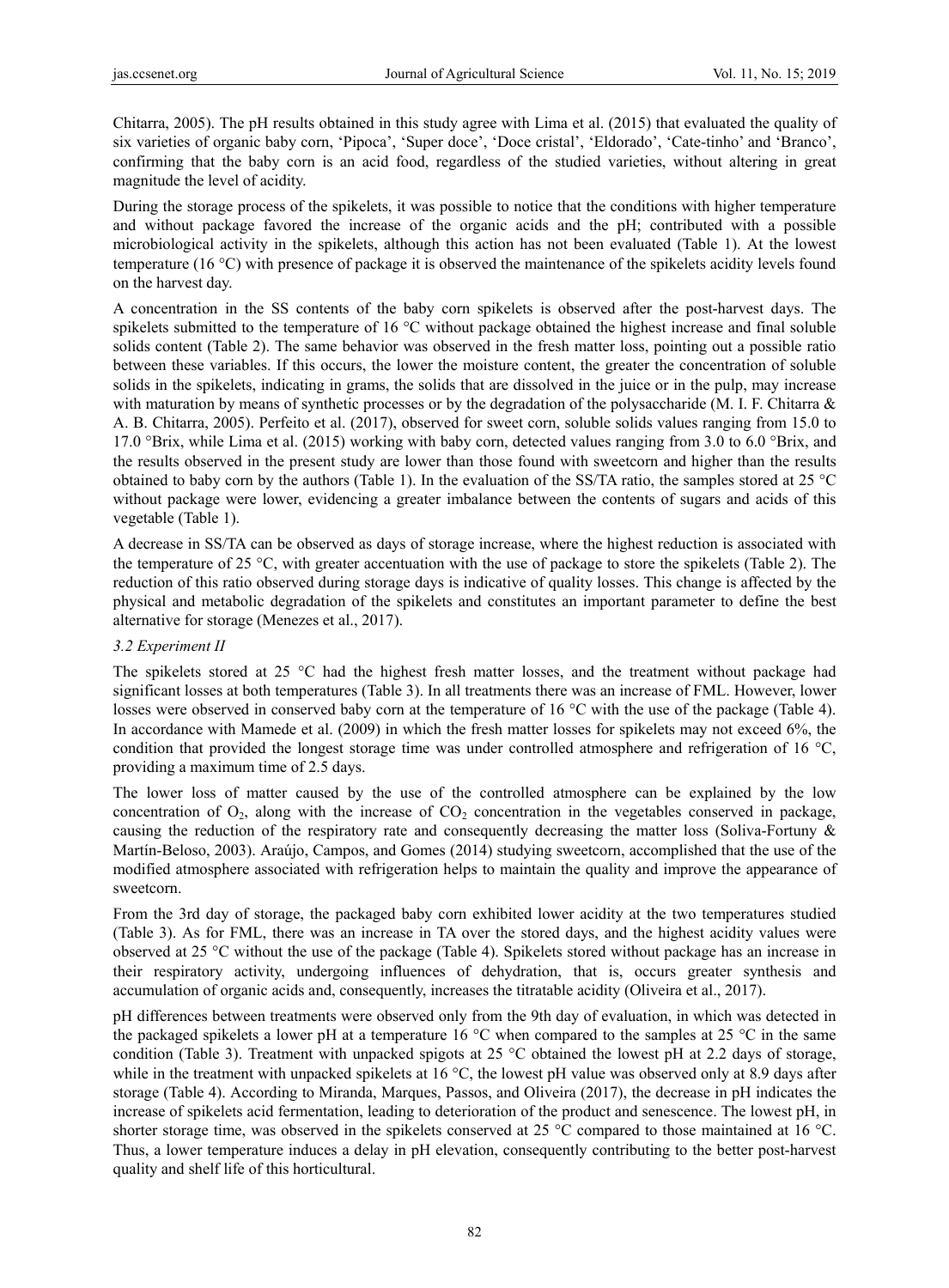Chitarra, 2005). The pH results obtained in this study agree with Lima et al. (2015) that evaluated the quality of six varieties of organic baby corn, 'Pipoca', 'Super doce', 'Doce cristal', 'Eldorado', 'Cate-tinho' and 'Branco', confirming that the baby corn is an acid food, regardless of the studied varieties, without altering in great magnitude the level of acidity.

During the storage process of the spikelets, it was possible to notice that the conditions with higher temperature and without package favored the increase of the organic acids and the pH; contributed with a possible microbiological activity in the spikelets, although this action has not been evaluated (Table 1). At the lowest temperature (16 °C) with presence of package it is observed the maintenance of the spikelets acidity levels found on the harvest day.

A concentration in the SS contents of the baby corn spikelets is observed after the post-harvest days. The spikelets submitted to the temperature of 16 °C without package obtained the highest increase and final soluble solids content (Table 2). The same behavior was observed in the fresh matter loss, pointing out a possible ratio between these variables. If this occurs, the lower the moisture content, the greater the concentration of soluble solids in the spikelets, indicating in grams, the solids that are dissolved in the juice or in the pulp, may increase with maturation by means of synthetic processes or by the degradation of the polysaccharide (M. I. F. Chitarra & A. B. Chitarra, 2005). Perfeito et al. (2017), observed for sweet corn, soluble solids values ranging from 15.0 to 17.0 °Brix, while Lima et al. (2015) working with baby corn, detected values ranging from 3.0 to 6.0 °Brix, and the results observed in the present study are lower than those found with sweetcorn and higher than the results obtained to baby corn by the authors (Table 1). In the evaluation of the SS/TA ratio, the samples stored at 25 °C without package were lower, evidencing a greater imbalance between the contents of sugars and acids of this vegetable (Table 1).

A decrease in SS/TA can be observed as days of storage increase, where the highest reduction is associated with the temperature of 25 °C, with greater accentuation with the use of package to store the spikelets (Table 2). The reduction of this ratio observed during storage days is indicative of quality losses. This change is affected by the physical and metabolic degradation of the spikelets and constitutes an important parameter to define the best alternative for storage (Menezes et al., 2017).

### 3.2 Experiment II

The spikelets stored at 25 °C had the highest fresh matter losses, and the treatment without package had significant losses at both temperatures (Table 3). In all treatments there was an increase of FML. However, lower losses were observed in conserved baby corn at the temperature of 16 °C with the use of the package (Table 4). In accordance with Mamede et al. (2009) in which the fresh matter losses for spikelets may not exceed 6%, the condition that provided the longest storage time was under controlled atmosphere and refrigeration of 16 °C, providing a maximum time of 2.5 days.

The lower loss of matter caused by the use of the controlled atmosphere can be explained by the low concentration of $O_2$, along with the increase of $CO_2$ concentration in the vegetables conserved in package, causing the reduction of the respiratory rate and consequently decreasing the matter loss (Soliva-Fortuny & Martín-Beloso, 2003). Araújo, Campos, and Gomes (2014) studying sweetcorn, accomplished that the use of the modified atmosphere associated with refrigeration helps to maintain the quality and improve the appearance of sweetcorn.

From the 3rd day of storage, the packaged baby corn exhibited lower acidity at the two temperatures studied (Table 3). As for FML, there was an increase in TA over the stored days, and the highest acidity values were observed at 25 °C without the use of the package (Table 4). Spikelets stored without package has an increase in their respiratory activity, undergoing influences of dehydration, that is, occurs greater synthesis and accumulation of organic acids and, consequently, increases the titratable acidity (Oliveira et al., 2017).

pH differences between treatments were observed only from the 9th day of evaluation, in which was detected in the packaged spikelets a lower pH at a temperature 16 °C when compared to the samples at 25 °C in the same condition (Table 3). Treatment with unpacked spigots at 25 °C obtained the lowest pH at 2.2 days of storage, while in the treatment with unpacked spikelets at 16 °C, the lowest pH value was observed only at 8.9 days after storage (Table 4). According to Miranda, Marques, Passos, and Oliveira (2017), the decrease in pH indicates the increase of spikelets acid fermentation, leading to deterioration of the product and senescence. The lowest pH, in shorter storage time, was observed in the spikelets conserved at 25 °C compared to those maintained at 16 °C. Thus, a lower temperature induces a delay in pH elevation, consequently contributing to the better post-harvest quality and shelf life of this horticultural.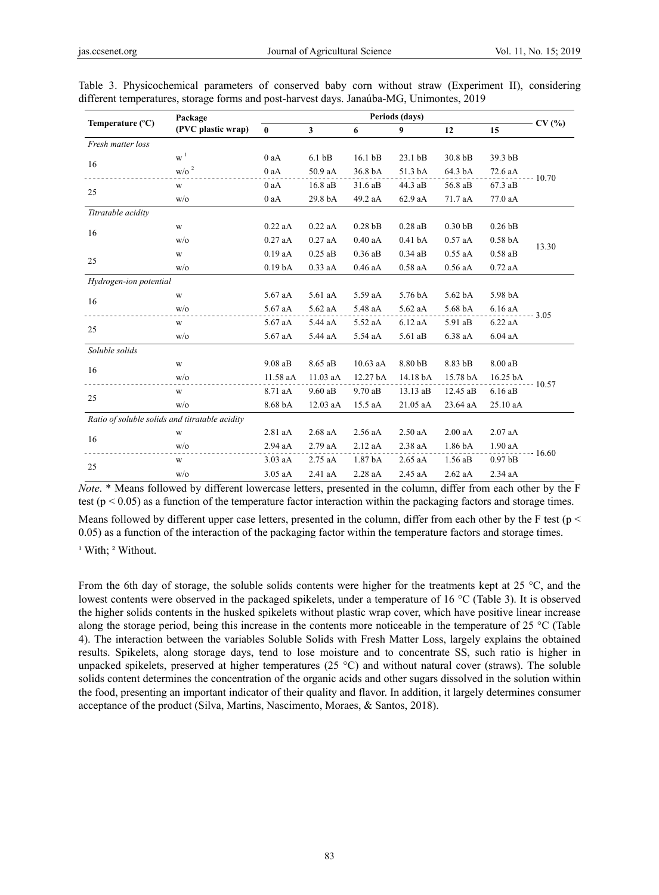Table 3. Physicochemical parameters of conserved baby corn without straw (Experiment II), considering different temperatures, storage forms and post-harvest days. Janaúba-MG, Unimontes, 2019

| Temperature (ºC) | Package (PVC plastic wrap) | Periods (days) | | | | | | CV (%) |
|---|---|---|---|---|---|---|---|---|
| | | 0 | 3 | 6 | 9 | 12 | 15 | |
| *Fresh matter loss* | | | | | | | | |
| 16 | w [1] | 0 aA | 6.1 bB | 16.1 bB | 23.1 bB | 30.8 bB | 39.3 bB | 10.70 |
| | w/o [2] | 0 aA | 50.9 aA | 36.8 bA | 51.3 bA | 64.3 bA | 72.6 aA | |
| 25 | w | 0 aA | 16.8 aB | 31.6 aB | 44.3 aB | 56.8 aB | 67.3 aB | |
| | w/o | 0 aA | 29.8 bA | 49.2 aA | 62.9 aA | 71.7 aA | 77.0 aA | |
| *Titratable acidity* | | | | | | | | |
| 16 | w | 0.22 aA | 0.22 aA | 0.28 bB | 0.28 aB | 0.30 bB | 0.26 bB | 13.30 |
| | w/o | 0.27 aA | 0.27 aA | 0.40 aA | 0.41 bA | 0.57 aA | 0.58 bA | |
| 25 | w | 0.19 aA | 0.25 aB | 0.36 aB | 0.34 aB | 0.55 aA | 0.58 aB | |
| | w/o | 0.19 bA | 0.33 aA | 0.46 aA | 0.58 aA | 0.56 aA | 0.72 aA | |
| *Hydrogen-ion potential* | | | | | | | | |
| 16 | w | 5.67 aA | 5.61 aA | 5.59 aA | 5.76 bA | 5.62 bA | 5.98 bA | 3.05 |
| | w/o | 5.67 aA | 5.62 aA | 5.48 aA | 5.62 aA | 5.68 bA | 6.16 aA | |
| 25 | w | 5.67 aA | 5.44 aA | 5.52 aA | 6.12 aA | 5.91 aB | 6.22 aA | |
| | w/o | 5.67 aA | 5.44 aA | 5.54 aA | 5.61 aB | 6.38 aA | 6.04 aA | |
| *Soluble solids* | | | | | | | | |
| 16 | w | 9.08 aB | 8.65 aB | 10.63 aA | 8.80 bB | 8.83 bB | 8.00 aB | 10.57 |
| | w/o | 11.58 aA | 11.03 aA | 12.27 bA | 14.18 bA | 15.78 bA | 16.25 bA | |
| 25 | w | 8.71 aA | 9.60 aB | 9.70 aB | 13.13 aB | 12.45 aB | 6.16 aB | |
| | w/o | 8.68 bA | 12.03 aA | 15.5 aA | 21.05 aA | 23.64 aA | 25.10 aA | |
| *Ratio of soluble solids and titratable acidity* | | | | | | | | |
| 16 | w | 2.81 aA | 2.68 aA | 2.56 aA | 2.50 aA | 2.00 aA | 2.07 aA | 16.60 |
| | w/o | 2.94 aA | 2.79 aA | 2.12 aA | 2.38 aA | 1.86 bA | 1.90 aA | |
| 25 | w | 3.03 aA | 2.75 aA | 1.87 bA | 2.65 aA | 1.56 aB | 0.97 bB | |
| | w/o | 3.05 aA | 2.41 aA | 2.28 aA | 2.45 aA | 2.62 aA | 2.34 aA | |

*Note*. * Means followed by different lowercase letters, presented in the column, differ from each other by the F test ($p < 0.05$) as a function of the temperature factor interaction within the packaging factors and storage times.

Means followed by different upper case letters, presented in the column, differ from each other by the F test ($p < 0.05$) as a function of the interaction of the packaging factor within the temperature factors and storage times.

[1] With; [2] Without.

From the 6th day of storage, the soluble solids contents were higher for the treatments kept at 25 °C, and the lowest contents were observed in the packaged spikelets, under a temperature of 16 °C (Table 3). It is observed the higher solids contents in the husked spikelets without plastic wrap cover, which have positive linear increase along the storage period, being this increase in the contents more noticeable in the temperature of 25 °C (Table 4). The interaction between the variables Soluble Solids with Fresh Matter Loss, largely explains the obtained results. Spikelets, along storage days, tend to lose moisture and to concentrate SS, such ratio is higher in unpacked spikelets, preserved at higher temperatures (25 °C) and without natural cover (straws). The soluble solids content determines the concentration of the organic acids and other sugars dissolved in the solution within the food, presenting an important indicator of their quality and flavor. In addition, it largely determines consumer acceptance of the product (Silva, Martins, Nascimento, Moraes, & Santos, 2018).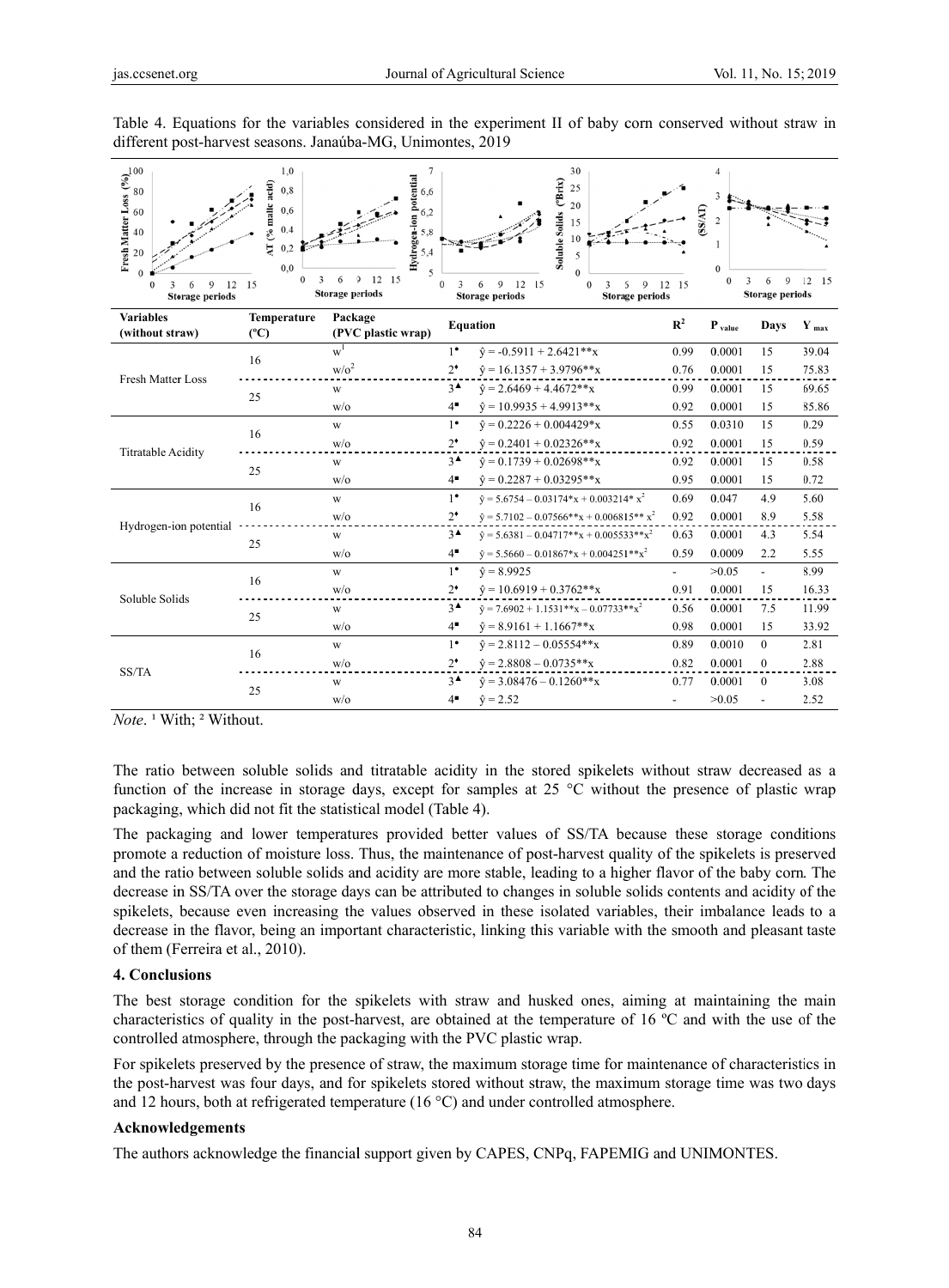Table 4. Equations for the variables considered in the experiment II of baby corn conserved without straw in different post-harvest seasons. Janaúba-MG, Unimontes, 2019

| Variables (without straw) | Temperature (ºC) | Package (PVC plastic wrap) | Equation | | $R^2$ | $P_{value}$ | Days | $Y_{max}$ |
|---|---|---|---|---|---|---|---|---|
| Fresh Matter Loss | 16 | w[1] | 1• | $\hat{y} = -0.5911 + 2.6421^{**}x$ | 0.99 | 0.0001 | 15 | 39.04 |
| | | w/o[2] | 2♦ | $\hat{y} = 16.1357 + 3.9796^{**}x$ | 0.76 | 0.0001 | 15 | 75.83 |
| | 25 | w | 3▲ | $\hat{y} = 2.6469 + 4.4672^{**}x$ | 0.99 | 0.0001 | 15 | 69.65 |
| | | w/o | 4■ | $\hat{y} = 10.9935 + 4.9913^{**}x$ | 0.92 | 0.0001 | 15 | 85.86 |
| Titratable Acidity | 16 | w | 1• | $\hat{y} = 0.2226 + 0.004429^{*}x$ | 0.55 | 0.0310 | 15 | 0.29 |
| | | w/o | 2♦ | $\hat{y} = 0.2401 + 0.02326^{**}x$ | 0.92 | 0.0001 | 15 | 0.59 |
| | 25 | w | 3▲ | $\hat{y} = 0.1739 + 0.02698^{**}x$ | 0.92 | 0.0001 | 15 | 0.58 |
| | | w/o | 4■ | $\hat{y} = 0.2287 + 0.03295^{**}x$ | 0.95 | 0.0001 | 15 | 0.72 |
| Hydrogen-ion potential | 16 | w | 1• | $\hat{y} = 5.6754 - 0.03174^{*}x + 0.003214^{*}x^2$ | 0.69 | 0.047 | 4.9 | 5.60 |
| | | w/o | 2♦ | $\hat{y} = 5.7102 - 0.07566^{**}x + 0.006815^{**}x^2$ | 0.92 | 0.0001 | 8.9 | 5.58 |
| | 25 | w | 3▲ | $\hat{y} = 5.6381 - 0.04717^{**}x + 0.005533^{**}x^2$ | 0.63 | 0.0001 | 4.3 | 5.54 |
| | | w/o | 4■ | $\hat{y} = 5.5660 - 0.01867^{*}x + 0.004251^{**}x^2$ | 0.59 | 0.0009 | 2.2 | 5.55 |
| Soluble Solids | 16 | w | 1• | $\hat{y} = 8.9925$ | - | >0.05 | - | 8.99 |
| | | w/o | 2♦ | $\hat{y} = 10.6919 + 0.3762^{**}x$ | 0.91 | 0.0001 | 15 | 16.33 |
| | 25 | w | 3▲ | $\hat{y} = 7.6902 + 1.1531^{**}x - 0.07733^{**}x^2$ | 0.56 | 0.0001 | 7.5 | 11.99 |
| | | w/o | 4■ | $\hat{y} = 8.9161 + 1.1667^{**}x$ | 0.98 | 0.0001 | 15 | 33.92 |
| SS/TA | 16 | w | 1• | $\hat{y} = 2.8112 - 0.05554^{**}x$ | 0.89 | 0.0010 | 0 | 2.81 |
| | | w/o | 2♦ | $\hat{y} = 2.8808 - 0.0735^{**}x$ | 0.82 | 0.0001 | 0 | 2.88 |
| | 25 | w | 3▲ | $\hat{y} = 3.08476 - 0.1260^{**}x$ | 0.77 | 0.0001 | 0 | 3.08 |
| | | w/o | 4■ | $\hat{y} = 2.52$ | - | >0.05 | - | 2.52 |

*Note*. [1] With; [2] Without.

The ratio between soluble solids and titratable acidity in the stored spikelets without straw decreased as a function of the increase in storage days, except for samples at 25 °C without the presence of plastic wrap packaging, which did not fit the statistical model (Table 4).

The packaging and lower temperatures provided better values of SS/TA because these storage conditions promote a reduction of moisture loss. Thus, the maintenance of post-harvest quality of the spikelets is preserved and the ratio between soluble solids and acidity are more stable, leading to a higher flavor of the baby corn. The decrease in SS/TA over the storage days can be attributed to changes in soluble solids contents and acidity of the spikelets, because even increasing the values observed in these isolated variables, their imbalance leads to a decrease in the flavor, being an important characteristic, linking this variable with the smooth and pleasant taste of them (Ferreira et al., 2010).

## 4. Conclusions

The best storage condition for the spikelets with straw and husked ones, aiming at maintaining the main characteristics of quality in the post-harvest, are obtained at the temperature of 16 ºC and with the use of the controlled atmosphere, through the packaging with the PVC plastic wrap.

For spikelets preserved by the presence of straw, the maximum storage time for maintenance of characteristics in the post-harvest was four days, and for spikelets stored without straw, the maximum storage time was two days and 12 hours, both at refrigerated temperature (16 °C) and under controlled atmosphere.

## Acknowledgements

The authors acknowledge the financial support given by CAPES, CNPq, FAPEMIG and UNIMONTES.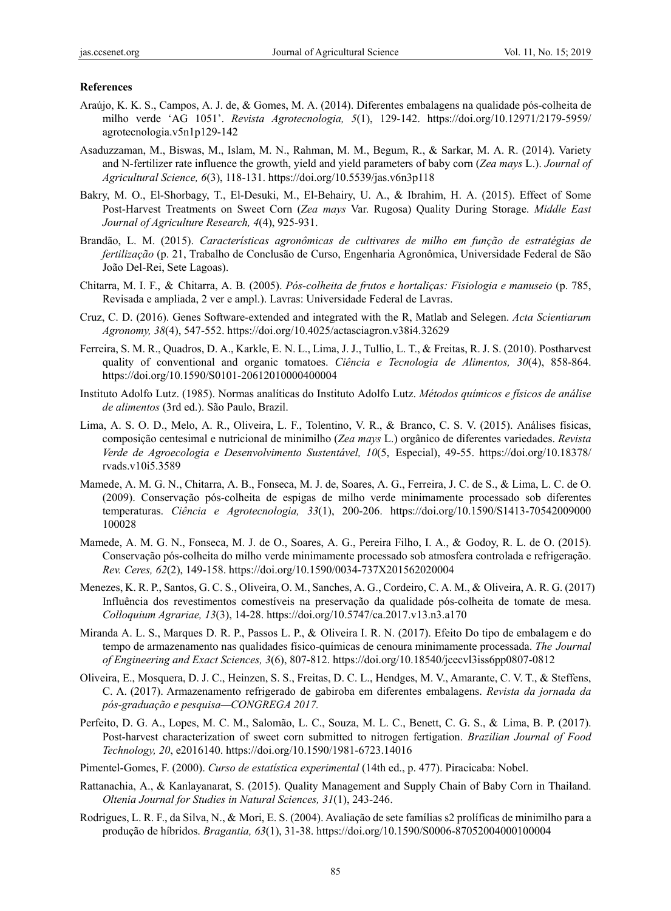### References

Araújo, K. K. S., Campos, A. J. de, & Gomes, M. A. (2014). Diferentes embalagens na qualidade pós-colheita de milho verde 'AG 1051'. *Revista Agrotecnologia, 5*(1), 129-142. https://doi.org/10.12971/2179-5959/agrotecnologia.v5n1p129-142

Asaduzzaman, M., Biswas, M., Islam, M. N., Rahman, M. M., Begum, R., & Sarkar, M. A. R. (2014). Variety and N-fertilizer rate influence the growth, yield and yield parameters of baby corn (*Zea mays* L.). *Journal of Agricultural Science, 6*(3), 118-131. https://doi.org/10.5539/jas.v6n3p118

Bakry, M. O., El-Shorbagy, T., El-Desuki, M., El-Behairy, U. A., & Ibrahim, H. A. (2015). Effect of Some Post-Harvest Treatments on Sweet Corn (*Zea mays* Var. Rugosa) Quality During Storage. *Middle East Journal of Agriculture Research, 4*(4), 925-931.

Brandão, L. M. (2015). *Características agronômicas de cultivares de milho em função de estratégias de fertilização* (p. 21, Trabalho de Conclusão de Curso, Engenharia Agronômica, Universidade Federal de São João Del-Rei, Sete Lagoas).

Chitarra, M. I. F., & Chitarra, A. B. (2005). *Pós-colheita de frutos e hortaliças: Fisiologia e manuseio* (p. 785, Revisada e ampliada, 2 ver e ampl.). Lavras: Universidade Federal de Lavras.

Cruz, C. D. (2016). Genes Software-extended and integrated with the R, Matlab and Selegen. *Acta Scientiarum Agronomy, 38*(4), 547-552. https://doi.org/10.4025/actasciagron.v38i4.32629

Ferreira, S. M. R., Quadros, D. A., Karkle, E. N. L., Lima, J. J., Tullio, L. T., & Freitas, R. J. S. (2010). Postharvest quality of conventional and organic tomatoes. *Ciência e Tecnologia de Alimentos, 30*(4), 858-864. https://doi.org/10.1590/S0101-20612010000400004

Instituto Adolfo Lutz. (1985). Normas analíticas do Instituto Adolfo Lutz. *Métodos químicos e físicos de análise de alimentos* (3rd ed.). São Paulo, Brazil.

Lima, A. S. O. D., Melo, A. R., Oliveira, L. F., Tolentino, V. R., & Branco, C. S. V. (2015). Análises físicas, composição centesimal e nutricional de minimilho (*Zea mays* L.) orgânico de diferentes variedades. *Revista Verde de Agroecologia e Desenvolvimento Sustentável, 10*(5, Especial), 49-55. https://doi.org/10.18378/rvads.v10i5.3589

Mamede, A. M. G. N., Chitarra, A. B., Fonseca, M. J. de, Soares, A. G., Ferreira, J. C. de S., & Lima, L. C. de O. (2009). Conservação pós-colheita de espigas de milho verde minimamente processado sob diferentes temperaturas. *Ciência e Agrotecnologia, 33*(1), 200-206. https://doi.org/10.1590/S1413-70542009000100028

Mamede, A. M. G. N., Fonseca, M. J. de O., Soares, A. G., Pereira Filho, I. A., & Godoy, R. L. de O. (2015). Conservação pós-colheita do milho verde minimamente processado sob atmosfera controlada e refrigeração. *Rev. Ceres, 62*(2), 149-158. https://doi.org/10.1590/0034-737X201562020004

Menezes, K. R. P., Santos, G. C. S., Oliveira, O. M., Sanches, A. G., Cordeiro, C. A. M., & Oliveira, A. R. G. (2017) Influência dos revestimentos comestíveis na preservação da qualidade pós-colheita de tomate de mesa. *Colloquium Agrariae, 13*(3), 14-28. https://doi.org/10.5747/ca.2017.v13.n3.a170

Miranda A. L. S., Marques D. R. P., Passos L. P., & Oliveira I. R. N. (2017). Efeito Do tipo de embalagem e do tempo de armazenamento nas qualidades físico-químicas de cenoura minimamente processada. *The Journal of Engineering and Exact Sciences, 3*(6), 807-812. https://doi.org/10.18540/jcecvl3iss6pp0807-0812

Oliveira, E., Mosquera, D. J. C., Heinzen, S. S., Freitas, D. C. L., Hendges, M. V., Amarante, C. V. T., & Steffens, C. A. (2017). Armazenamento refrigerado de gabiroba em diferentes embalagens. *Revista da jornada da pós-graduação e pesquisa—CONGREGA 2017.*

Perfeito, D. G. A., Lopes, M. C. M., Salomão, L. C., Souza, M. L. C., Benett, C. G. S., & Lima, B. P. (2017). Post-harvest characterization of sweet corn submitted to nitrogen fertigation. *Brazilian Journal of Food Technology, 20*, e2016140. https://doi.org/10.1590/1981-6723.14016

Pimentel-Gomes, F. (2000). *Curso de estatística experimental* (14th ed., p. 477). Piracicaba: Nobel.

Rattanachia, A., & Kanlayanarat, S. (2015). Quality Management and Supply Chain of Baby Corn in Thailand. *Oltenia Journal for Studies in Natural Sciences, 31*(1), 243-246.

Rodrigues, L. R. F., da Silva, N., & Mori, E. S. (2004). Avaliação de sete famílias s2 prolíficas de minimilho para a produção de híbridos. *Bragantia, 63*(1), 31-38. https://doi.org/10.1590/S0006-87052004000100004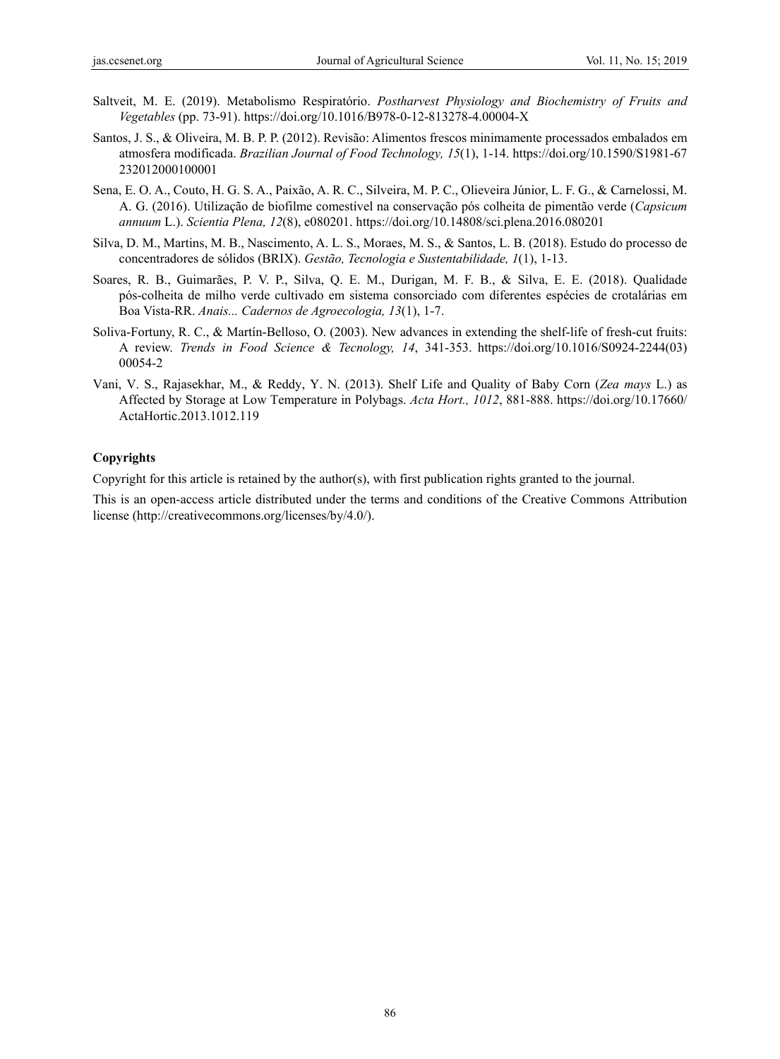Saltveit, M. E. (2019). Metabolismo Respiratório. *Postharvest Physiology and Biochemistry of Fruits and Vegetables* (pp. 73-91). https://doi.org/10.1016/B978-0-12-813278-4.00004-X

Santos, J. S., & Oliveira, M. B. P. P. (2012). Revisão: Alimentos frescos minimamente processados embalados em atmosfera modificada. *Brazilian Journal of Food Technology, 15*(1), 1-14. https://doi.org/10.1590/S1981-67232012000100001

Sena, E. O. A., Couto, H. G. S. A., Paixão, A. R. C., Silveira, M. P. C., Olieveira Júnior, L. F. G., & Carnelossi, M. A. G. (2016). Utilização de biofilme comestível na conservação pós colheita de pimentão verde (*Capsicum annuum* L.). *Scientia Plena, 12*(8), e080201. https://doi.org/10.14808/sci.plena.2016.080201

Silva, D. M., Martins, M. B., Nascimento, A. L. S., Moraes, M. S., & Santos, L. B. (2018). Estudo do processo de concentradores de sólidos (BRIX). *Gestão, Tecnologia e Sustentabilidade, 1*(1), 1-13.

Soares, R. B., Guimarães, P. V. P., Silva, Q. E. M., Durigan, M. F. B., & Silva, E. E. (2018). Qualidade pós-colheita de milho verde cultivado em sistema consorciado com diferentes espécies de crotalárias em Boa Vista-RR. *Anais... Cadernos de Agroecologia, 13*(1), 1-7.

Soliva-Fortuny, R. C., & Martín-Belloso, O. (2003). New advances in extending the shelf-life of fresh-cut fruits: A review. *Trends in Food Science & Tecnology, 14*, 341-353. https://doi.org/10.1016/S0924-2244(03)00054-2

Vani, V. S., Rajasekhar, M., & Reddy, Y. N. (2013). Shelf Life and Quality of Baby Corn (*Zea mays* L.) as Affected by Storage at Low Temperature in Polybags. *Acta Hort., 1012*, 881-888. https://doi.org/10.17660/ActaHortic.2013.1012.119

## Copyrights

Copyright for this article is retained by the author(s), with first publication rights granted to the journal.

This is an open-access article distributed under the terms and conditions of the Creative Commons Attribution license (http://creativecommons.org/licenses/by/4.0/).